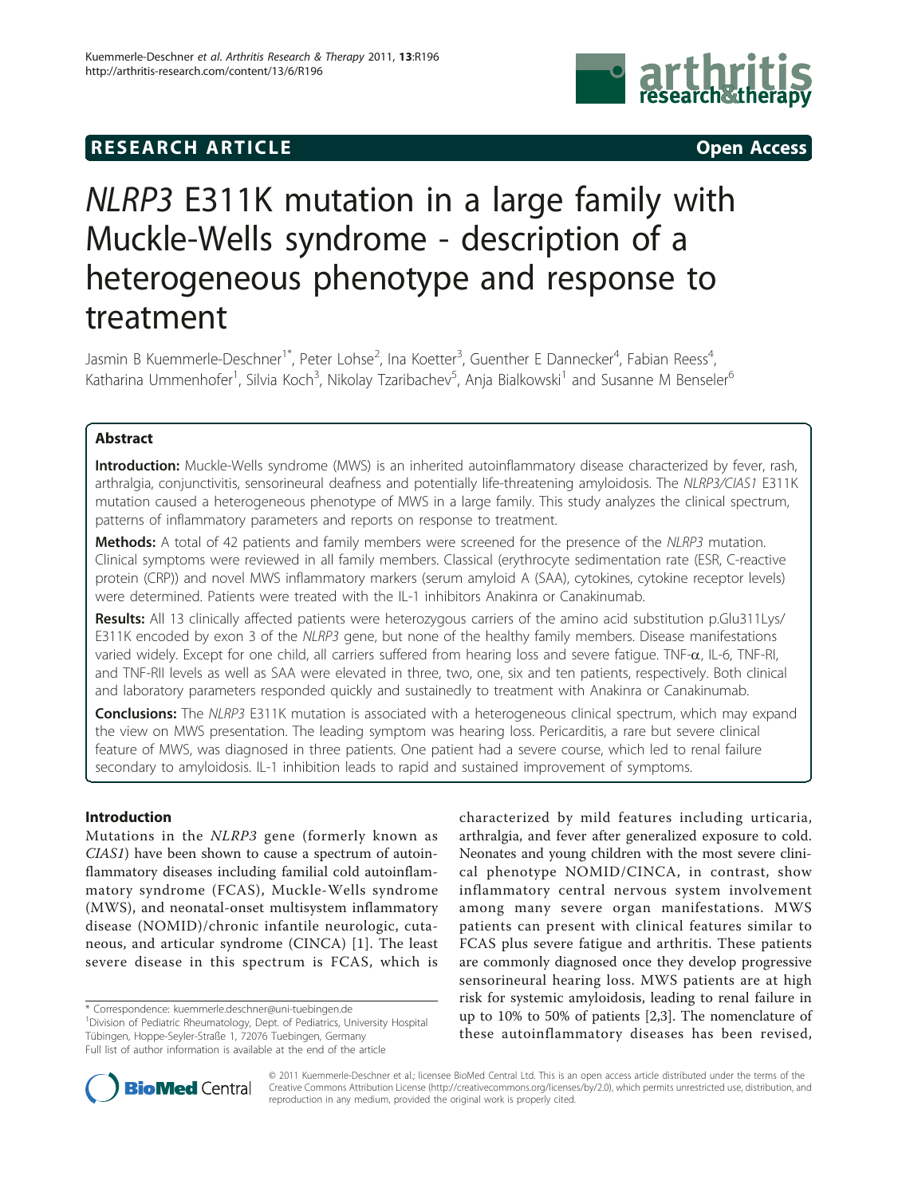# RESEARCH ARTICLE

Open Access

# *NLRP3* E311K mutation in a large family with Muckle-Wells syndrome - description of a heterogeneous phenotype and response to treatment

Jasmin B Kuemmerle-Deschner[1*], Peter Lohse[2], Ina Koetter[3], Guenther E Dannecker[4], Fabian Reess[4], Katharina Ummenhofer[1], Silvia Koch[3], Nikolay Tzaribachev[5], Anja Bialkowski[1] and Susanne M Benseler[6]

## Abstract

**Introduction:** Muckle-Wells syndrome (MWS) is an inherited autoinflammatory disease characterized by fever, rash, arthralgia, conjunctivitis, sensorineural deafness and potentially life-threatening amyloidosis. The *NLRP3/CIAS1* E311K mutation caused a heterogeneous phenotype of MWS in a large family. This study analyzes the clinical spectrum, patterns of inflammatory parameters and reports on response to treatment.

**Methods:** A total of 42 patients and family members were screened for the presence of the *NLRP3* mutation. Clinical symptoms were reviewed in all family members. Classical (erythrocyte sedimentation rate (ESR, C-reactive protein (CRP)) and novel MWS inflammatory markers (serum amyloid A (SAA), cytokines, cytokine receptor levels) were determined. Patients were treated with the IL-1 inhibitors Anakinra or Canakinumab.

**Results:** All 13 clinically affected patients were heterozygous carriers of the amino acid substitution p.Glu311Lys/E311K encoded by exon 3 of the *NLRP3* gene, but none of the healthy family members. Disease manifestations varied widely. Except for one child, all carriers suffered from hearing loss and severe fatigue. TNF-α, IL-6, TNF-RI, and TNF-RII levels as well as SAA were elevated in three, two, one, six and ten patients, respectively. Both clinical and laboratory parameters responded quickly and sustainedly to treatment with Anakinra or Canakinumab.

**Conclusions:** The *NLRP3* E311K mutation is associated with a heterogeneous clinical spectrum, which may expand the view on MWS presentation. The leading symptom was hearing loss. Pericarditis, a rare but severe clinical feature of MWS, was diagnosed in three patients. One patient had a severe course, which led to renal failure secondary to amyloidosis. IL-1 inhibition leads to rapid and sustained improvement of symptoms.

## Introduction

Mutations in the *NLRP3* gene (formerly known as *CIAS1*) have been shown to cause a spectrum of autoinflammatory diseases including familial cold autoinflammatory syndrome (FCAS), Muckle-Wells syndrome (MWS), and neonatal-onset multisystem inflammatory disease (NOMID)/chronic infantile neurologic, cutaneous, and articular syndrome (CINCA) [1]. The least severe disease in this spectrum is FCAS, which is characterized by mild features including urticaria, arthralgia, and fever after generalized exposure to cold. Neonates and young children with the most severe clinical phenotype NOMID/CINCA, in contrast, show inflammatory central nervous system involvement among many severe organ manifestations. MWS patients can present with clinical features similar to FCAS plus severe fatigue and arthritis. These patients are commonly diagnosed once they develop progressive sensorineural hearing loss. MWS patients are at high risk for systemic amyloidosis, leading to renal failure in up to 10% to 50% of patients [2,3]. The nomenclature of these autoinflammatory diseases has been revised,

\* Correspondence: kuemmerle.deschner@uni-tuebingen.de

[1]Division of Pediatric Rheumatology, Dept. of Pediatrics, University Hospital Tübingen, Hoppe-Seyler-Straße 1, 72076 Tuebingen, Germany

Full list of author information is available at the end of the article

© 2011 Kuemmerle-Deschner et al.; licensee BioMed Central Ltd. This is an open access article distributed under the terms of the Creative Commons Attribution License (http://creativecommons.org/licenses/by/2.0), which permits unrestricted use, distribution, and reproduction in any medium, provided the original work is properly cited.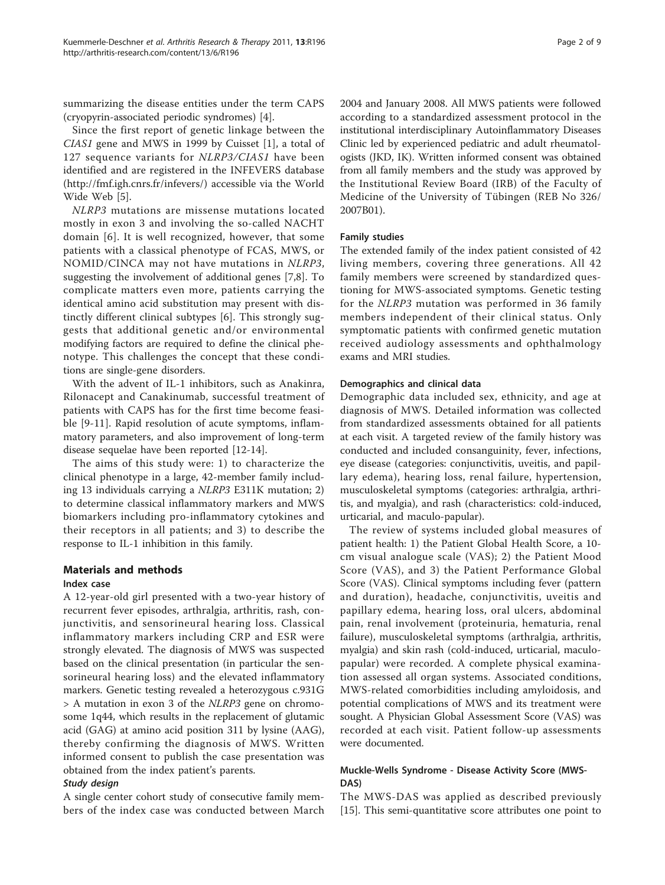summarizing the disease entities under the term CAPS (cryopyrin-associated periodic syndromes) [4].

Since the first report of genetic linkage between the *CIAS1* gene and MWS in 1999 by Cuisset [1], a total of 127 sequence variants for *NLRP3/CIAS1* have been identified and are registered in the INFEVERS database (http://fmf.igh.cnrs.fr/infevers/) accessible via the World Wide Web [5].

*NLRP3* mutations are missense mutations located mostly in exon 3 and involving the so-called NACHT domain [6]. It is well recognized, however, that some patients with a classical phenotype of FCAS, MWS, or NOMID/CINCA may not have mutations in *NLRP3*, suggesting the involvement of additional genes [7,8]. To complicate matters even more, patients carrying the identical amino acid substitution may present with distinctly different clinical subtypes [6]. This strongly suggests that additional genetic and/or environmental modifying factors are required to define the clinical phenotype. This challenges the concept that these conditions are single-gene disorders.

With the advent of IL-1 inhibitors, such as Anakinra, Rilonacept and Canakinumab, successful treatment of patients with CAPS has for the first time become feasible [9-11]. Rapid resolution of acute symptoms, inflammatory parameters, and also improvement of long-term disease sequelae have been reported [12-14].

The aims of this study were: 1) to characterize the clinical phenotype in a large, 42-member family including 13 individuals carrying a *NLRP3* E311K mutation; 2) to determine classical inflammatory markers and MWS biomarkers including pro-inflammatory cytokines and their receptors in all patients; and 3) to describe the response to IL-1 inhibition in this family.

## Materials and methods

### Index case

A 12-year-old girl presented with a two-year history of recurrent fever episodes, arthralgia, arthritis, rash, conjunctivitis, and sensorineural hearing loss. Classical inflammatory markers including CRP and ESR were strongly elevated. The diagnosis of MWS was suspected based on the clinical presentation (in particular the sensorineural hearing loss) and the elevated inflammatory markers. Genetic testing revealed a heterozygous c.931G > A mutation in exon 3 of the *NLRP3* gene on chromosome 1q44, which results in the replacement of glutamic acid (GAG) at amino acid position 311 by lysine (AAG), thereby confirming the diagnosis of MWS. Written informed consent to publish the case presentation was obtained from the index patient's parents.

#### *Study design*

A single center cohort study of consecutive family members of the index case was conducted between March 2004 and January 2008. All MWS patients were followed according to a standardized assessment protocol in the institutional interdisciplinary Autoinflammatory Diseases Clinic led by experienced pediatric and adult rheumatologists (JKD, IK). Written informed consent was obtained from all family members and the study was approved by the Institutional Review Board (IRB) of the Faculty of Medicine of the University of Tübingen (REB No 326/2007B01).

### Family studies

The extended family of the index patient consisted of 42 living members, covering three generations. All 42 family members were screened by standardized questioning for MWS-associated symptoms. Genetic testing for the *NLRP3* mutation was performed in 36 family members independent of their clinical status. Only symptomatic patients with confirmed genetic mutation received audiology assessments and ophthalmology exams and MRI studies.

### Demographics and clinical data

Demographic data included sex, ethnicity, and age at diagnosis of MWS. Detailed information was collected from standardized assessments obtained for all patients at each visit. A targeted review of the family history was conducted and included consanguinity, fever, infections, eye disease (categories: conjunctivitis, uveitis, and papillary edema), hearing loss, renal failure, hypertension, musculoskeletal symptoms (categories: arthralgia, arthritis, and myalgia), and rash (characteristics: cold-induced, urticarial, and maculo-papular).

The review of systems included global measures of patient health: 1) the Patient Global Health Score, a 10-cm visual analogue scale (VAS); 2) the Patient Mood Score (VAS), and 3) the Patient Performance Global Score (VAS). Clinical symptoms including fever (pattern and duration), headache, conjunctivitis, uveitis and papillary edema, hearing loss, oral ulcers, abdominal pain, renal involvement (proteinuria, hematuria, renal failure), musculoskeletal symptoms (arthralgia, arthritis, myalgia) and skin rash (cold-induced, urticarial, maculo-papular) were recorded. A complete physical examination assessed all organ systems. Associated conditions, MWS-related comorbidities including amyloidosis, and potential complications of MWS and its treatment were sought. A Physician Global Assessment Score (VAS) was recorded at each visit. Patient follow-up assessments were documented.

### Muckle-Wells Syndrome - Disease Activity Score (MWS-DAS)

The MWS-DAS was applied as described previously [15]. This semi-quantitative score attributes one point to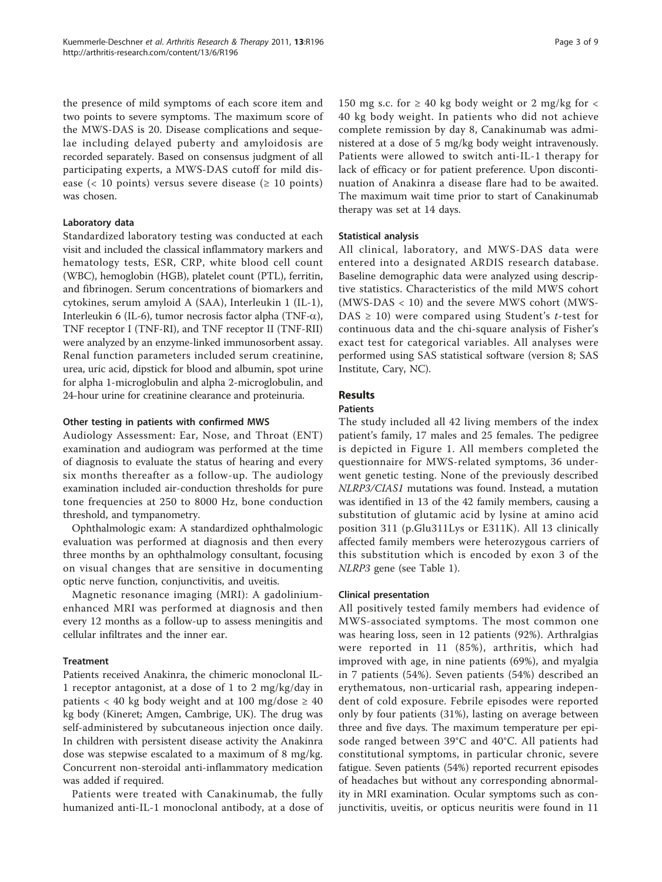the presence of mild symptoms of each score item and two points to severe symptoms. The maximum score of the MWS-DAS is 20. Disease complications and sequelae including delayed puberty and amyloidosis are recorded separately. Based on consensus judgment of all participating experts, a MWS-DAS cutoff for mild disease (< 10 points) versus severe disease (≥ 10 points) was chosen.

#### Laboratory data

Standardized laboratory testing was conducted at each visit and included the classical inflammatory markers and hematology tests, ESR, CRP, white blood cell count (WBC), hemoglobin (HGB), platelet count (PTL), ferritin, and fibrinogen. Serum concentrations of biomarkers and cytokines, serum amyloid A (SAA), Interleukin 1 (IL-1), Interleukin 6 (IL-6), tumor necrosis factor alpha (TNF-$\alpha$), TNF receptor I (TNF-RI), and TNF receptor II (TNF-RII) were analyzed by an enzyme-linked immunosorbent assay. Renal function parameters included serum creatinine, urea, uric acid, dipstick for blood and albumin, spot urine for alpha 1-microglobulin and alpha 2-microglobulin, and 24-hour urine for creatinine clearance and proteinuria.

#### Other testing in patients with confirmed MWS

Audiology Assessment: Ear, Nose, and Throat (ENT) examination and audiogram was performed at the time of diagnosis to evaluate the status of hearing and every six months thereafter as a follow-up. The audiology examination included air-conduction thresholds for pure tone frequencies at 250 to 8000 Hz, bone conduction threshold, and tympanometry.

Ophthalmologic exam: A standardized ophthalmologic evaluation was performed at diagnosis and then every three months by an ophthalmology consultant, focusing on visual changes that are sensitive in documenting optic nerve function, conjunctivitis, and uveitis.

Magnetic resonance imaging (MRI): A gadolinium-enhanced MRI was performed at diagnosis and then every 12 months as a follow-up to assess meningitis and cellular infiltrates and the inner ear.

#### Treatment

Patients received Anakinra, the chimeric monoclonal IL-1 receptor antagonist, at a dose of 1 to 2 mg/kg/day in patients < 40 kg body weight and at 100 mg/dose ≥ 40 kg body (Kineret; Amgen, Cambrige, UK). The drug was self-administered by subcutaneous injection once daily. In children with persistent disease activity the Anakinra dose was stepwise escalated to a maximum of 8 mg/kg. Concurrent non-steroidal anti-inflammatory medication was added if required.

Patients were treated with Canakinumab, the fully humanized anti-IL-1 monoclonal antibody, at a dose of 150 mg s.c. for ≥ 40 kg body weight or 2 mg/kg for < 40 kg body weight. In patients who did not achieve complete remission by day 8, Canakinumab was administered at a dose of 5 mg/kg body weight intravenously. Patients were allowed to switch anti-IL-1 therapy for lack of efficacy or for patient preference. Upon discontinuation of Anakinra a disease flare had to be awaited. The maximum wait time prior to start of Canakinumab therapy was set at 14 days.

#### Statistical analysis

All clinical, laboratory, and MWS-DAS data were entered into a designated ARDIS research database. Baseline demographic data were analyzed using descriptive statistics. Characteristics of the mild MWS cohort (MWS-DAS < 10) and the severe MWS cohort (MWS-DAS ≥ 10) were compared using Student's $t$-test for continuous data and the chi-square analysis of Fisher's exact test for categorical variables. All analyses were performed using SAS statistical software (version 8; SAS Institute, Cary, NC).

## Results

#### Patients

The study included all 42 living members of the index patient's family, 17 males and 25 females. The pedigree is depicted in Figure 1. All members completed the questionnaire for MWS-related symptoms, 36 underwent genetic testing. None of the previously described *NLRP3/CIAS1* mutations was found. Instead, a mutation was identified in 13 of the 42 family members, causing a substitution of glutamic acid by lysine at amino acid position 311 (p.Glu311Lys or E311K). All 13 clinically affected family members were heterozygous carriers of this substitution which is encoded by exon 3 of the *NLRP3* gene (see Table 1).

#### Clinical presentation

All positively tested family members had evidence of MWS-associated symptoms. The most common one was hearing loss, seen in 12 patients (92%). Arthralgias were reported in 11 (85%), arthritis, which had improved with age, in nine patients (69%), and myalgia in 7 patients (54%). Seven patients (54%) described an erythematous, non-urticarial rash, appearing independent of cold exposure. Febrile episodes were reported only by four patients (31%), lasting on average between three and five days. The maximum temperature per episode ranged between 39°C and 40°C. All patients had constitutional symptoms, in particular chronic, severe fatigue. Seven patients (54%) reported recurrent episodes of headaches but without any corresponding abnormality in MRI examination. Ocular symptoms such as conjunctivitis, uveitis, or opticus neuritis were found in 11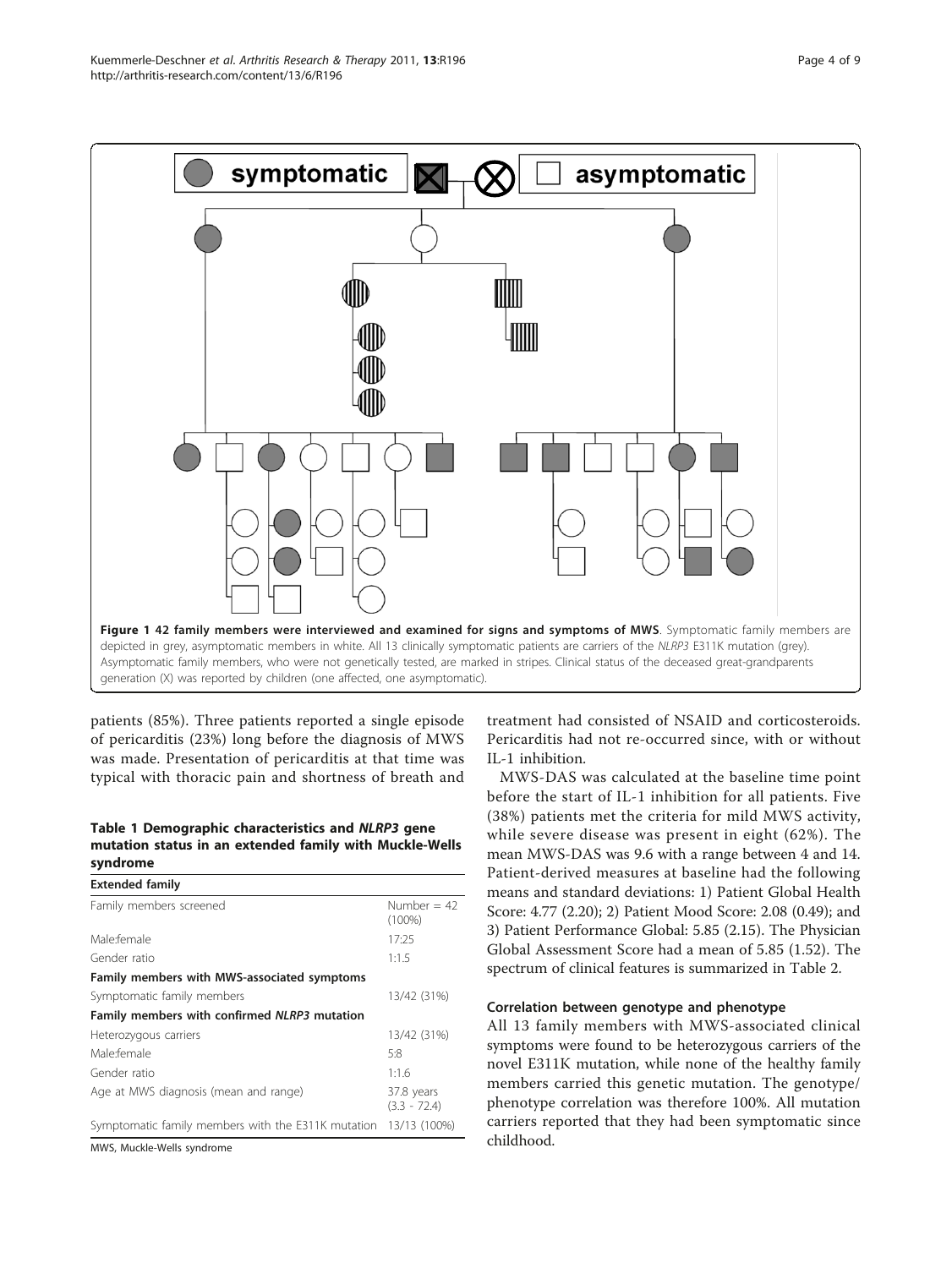**Figure 1 42 family members were interviewed and examined for signs and symptoms of MWS**. Symptomatic family members are depicted in grey, asymptomatic members in white. All 13 clinically symptomatic patients are carriers of the *NLRP3* E311K mutation (grey). Asymptomatic family members, who were not genetically tested, are marked in stripes. Clinical status of the deceased great-grandparents generation (X) was reported by children (one affected, one asymptomatic).

patients (85%). Three patients reported a single episode of pericarditis (23%) long before the diagnosis of MWS was made. Presentation of pericarditis at that time was typical with thoracic pain and shortness of breath and treatment had consisted of NSAID and corticosteroids. Pericarditis had not re-occurred since, with or without IL-1 inhibition.

**Table 1 Demographic characteristics and *NLRP3* gene mutation status in an extended family with Muckle-Wells syndrome**

| **Extended family** | |
|---|---|
| Family members screened | Number = 42 (100%) |
| Male:female | 17:25 |
| Gender ratio | 1:1.5 |
| **Family members with MWS-associated symptoms** | |
| Symptomatic family members | 13/42 (31%) |
| **Family members with confirmed *NLRP3* mutation** | |
| Heterozygous carriers | 13/42 (31%) |
| Male:female | 5:8 |
| Gender ratio | 1:1.6 |
| Age at MWS diagnosis (mean and range) | 37.8 years (3.3 - 72.4) |
| Symptomatic family members with the E311K mutation | 13/13 (100%) |

MWS, Muckle-Wells syndrome

MWS-DAS was calculated at the baseline time point before the start of IL-1 inhibition for all patients. Five (38%) patients met the criteria for mild MWS activity, while severe disease was present in eight (62%). The mean MWS-DAS was 9.6 with a range between 4 and 14. Patient-derived measures at baseline had the following means and standard deviations: 1) Patient Global Health Score: 4.77 (2.20); 2) Patient Mood Score: 2.08 (0.49); and 3) Patient Performance Global: 5.85 (2.15). The Physician Global Assessment Score had a mean of 5.85 (1.52). The spectrum of clinical features is summarized in Table 2.

### Correlation between genotype and phenotype

All 13 family members with MWS-associated clinical symptoms were found to be heterozygous carriers of the novel E311K mutation, while none of the healthy family members carried this genetic mutation. The genotype/phenotype correlation was therefore 100%. All mutation carriers reported that they had been symptomatic since childhood.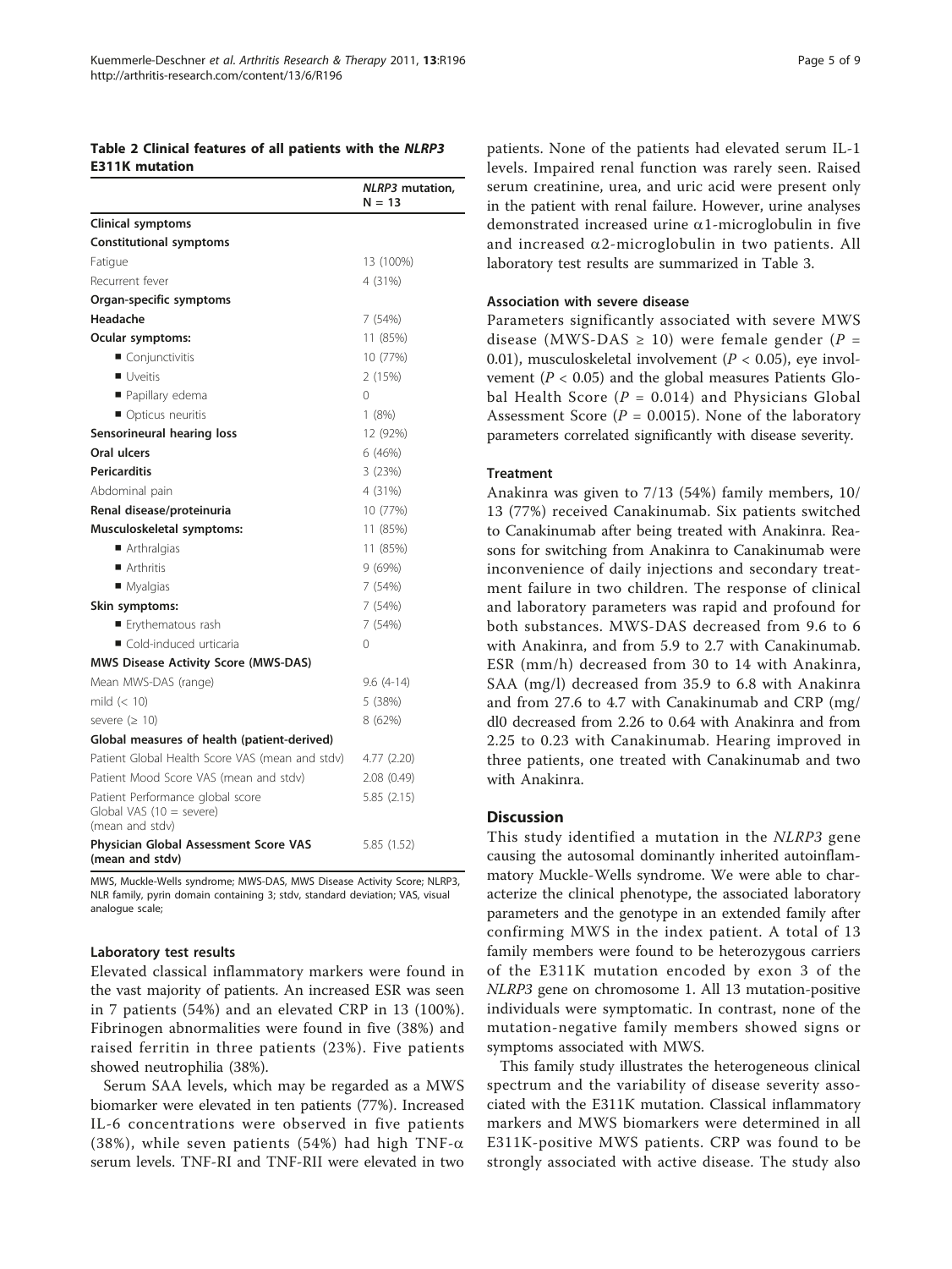**Table 2 Clinical features of all patients with the *NLRP3* E311K mutation**

| | *NLRP3* mutation, N = 13 |
|---|---|
| **Clinical symptoms** | |
| **Constitutional symptoms** | |
| Fatigue | 13 (100%) |
| Recurrent fever | 4 (31%) |
| **Organ-specific symptoms** | |
| **Headache** | 7 (54%) |
| **Ocular symptoms:** | 11 (85%) |
| ■ Conjunctivitis | 10 (77%) |
| ■ Uveitis | 2 (15%) |
| ■ Papillary edema | 0 |
| ■ Opticus neuritis | 1 (8%) |
| **Sensorineural hearing loss** | 12 (92%) |
| **Oral ulcers** | 6 (46%) |
| **Pericarditis** | 3 (23%) |
| Abdominal pain | 4 (31%) |
| **Renal disease/proteinuria** | 10 (77%) |
| **Musculoskeletal symptoms:** | 11 (85%) |
| ■ Arthralgias | 11 (85%) |
| ■ Arthritis | 9 (69%) |
| ■ Myalgias | 7 (54%) |
| **Skin symptoms:** | 7 (54%) |
| ■ Erythematous rash | 7 (54%) |
| ■ Cold-induced urticaria | 0 |
| **MWS Disease Activity Score (MWS-DAS)** | |
| Mean MWS-DAS (range) | 9.6 (4-14) |
| mild (< 10) | 5 (38%) |
| severe (≥ 10) | 8 (62%) |
| **Global measures of health (patient-derived)** | |
| Patient Global Health Score VAS (mean and stdv) | 4.77 (2.20) |
| Patient Mood Score VAS (mean and stdv) | 2.08 (0.49) |
| Patient Performance global score Global VAS (10 = severe) (mean and stdv) | 5.85 (2.15) |
| **Physician Global Assessment Score VAS (mean and stdv)** | 5.85 (1.52) |

MWS, Muckle-Wells syndrome; MWS-DAS, MWS Disease Activity Score; NLRP3, NLR family, pyrin domain containing 3; stdv, standard deviation; VAS, visual analogue scale;

#### Laboratory test results

Elevated classical inflammatory markers were found in the vast majority of patients. An increased ESR was seen in 7 patients (54%) and an elevated CRP in 13 (100%). Fibrinogen abnormalities were found in five (38%) and raised ferritin in three patients (23%). Five patients showed neutrophilia (38%).

Serum SAA levels, which may be regarded as a MWS biomarker were elevated in ten patients (77%). Increased IL-6 concentrations were observed in five patients (38%), while seven patients (54%) had high TNF-$\alpha$ serum levels. TNF-RI and TNF-RII were elevated in two patients. None of the patients had elevated serum IL-1 levels. Impaired renal function was rarely seen. Raised serum creatinine, urea, and uric acid were present only in the patient with renal failure. However, urine analyses demonstrated increased urine $\alpha$1-microglobulin in five and increased $\alpha$2-microglobulin in two patients. All laboratory test results are summarized in Table 3.

#### Association with severe disease

Parameters significantly associated with severe MWS disease (MWS-DAS ≥ 10) were female gender ($P$ = 0.01), musculoskeletal involvement ($P$ < 0.05), eye involvement ($P$ < 0.05) and the global measures Patients Global Health Score ($P$ = 0.014) and Physicians Global Assessment Score ($P$ = 0.0015). None of the laboratory parameters correlated significantly with disease severity.

#### Treatment

Anakinra was given to 7/13 (54%) family members, 10/13 (77%) received Canakinumab. Six patients switched to Canakinumab after being treated with Anakinra. Reasons for switching from Anakinra to Canakinumab were inconvenience of daily injections and secondary treatment failure in two children. The response of clinical and laboratory parameters was rapid and profound for both substances. MWS-DAS decreased from 9.6 to 6 with Anakinra, and from 5.9 to 2.7 with Canakinumab. ESR (mm/h) decreased from 30 to 14 with Anakinra, SAA (mg/l) decreased from 35.9 to 6.8 with Anakinra and from 27.6 to 4.7 with Canakinumab and CRP (mg/dl0 decreased from 2.26 to 0.64 with Anakinra and from 2.25 to 0.23 with Canakinumab. Hearing improved in three patients, one treated with Canakinumab and two with Anakinra.

## Discussion

This study identified a mutation in the *NLRP3* gene causing the autosomal dominantly inherited autoinflammatory Muckle-Wells syndrome. We were able to characterize the clinical phenotype, the associated laboratory parameters and the genotype in an extended family after confirming MWS in the index patient. A total of 13 family members were found to be heterozygous carriers of the E311K mutation encoded by exon 3 of the *NLRP3* gene on chromosome 1. All 13 mutation-positive individuals were symptomatic. In contrast, none of the mutation-negative family members showed signs or symptoms associated with MWS.

This family study illustrates the heterogeneous clinical spectrum and the variability of disease severity associated with the E311K mutation. Classical inflammatory markers and MWS biomarkers were determined in all E311K-positive MWS patients. CRP was found to be strongly associated with active disease. The study also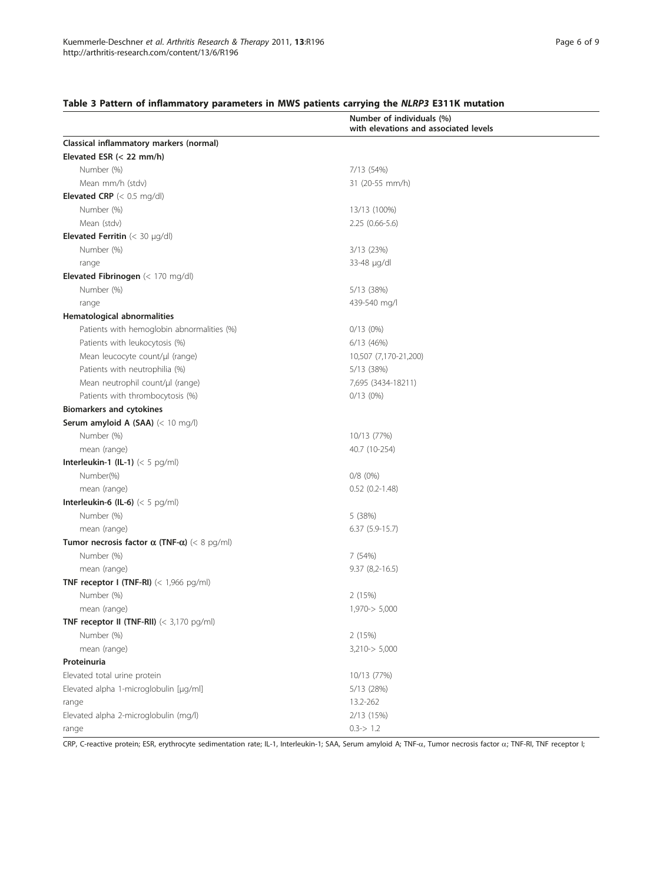**Table 3 Pattern of inflammatory parameters in MWS patients carrying the *NLRP3* E311K mutation**

| | Number of individuals (%) with elevations and associated levels |
|---|---|
| **Classical inflammatory markers (normal)** | |
| **Elevated ESR (< 22 mm/h)** | |
| Number (%) | 7/13 (54%) |
| Mean mm/h (stdv) | 31 (20-55 mm/h) |
| **Elevated CRP** (< 0.5 mg/dl) | |
| Number (%) | 13/13 (100%) |
| Mean (stdv) | 2.25 (0.66-5.6) |
| **Elevated Ferritin** (< 30 µg/dl) | |
| Number (%) | 3/13 (23%) |
| range | 33-48 µg/dl |
| **Elevated Fibrinogen** (< 170 mg/dl) | |
| Number (%) | 5/13 (38%) |
| range | 439-540 mg/l |
| **Hematological abnormalities** | |
| Patients with hemoglobin abnormalities (%) | 0/13 (0%) |
| Patients with leukocytosis (%) | 6/13 (46%) |
| Mean leucocyte count/µl (range) | 10,507 (7,170-21,200) |
| Patients with neutrophilia (%) | 5/13 (38%) |
| Mean neutrophil count/µl (range) | 7,695 (3434-18211) |
| Patients with thrombocytosis (%) | 0/13 (0%) |
| **Biomarkers and cytokines** | |
| **Serum amyloid A (SAA)** (< 10 mg/l) | |
| Number (%) | 10/13 (77%) |
| mean (range) | 40.7 (10-254) |
| **Interleukin-1 (IL-1)** (< 5 pg/ml) | |
| Number(%) | 0/8 (0%) |
| mean (range) | 0.52 (0.2-1.48) |
| **Interleukin-6 (IL-6)** (< 5 pg/ml) | |
| Number (%) | 5 (38%) |
| mean (range) | 6.37 (5.9-15.7) |
| **Tumor necrosis factor α (TNF-α)** (< 8 pg/ml) | |
| Number (%) | 7 (54%) |
| mean (range) | 9.37 (8,2-16.5) |
| **TNF receptor I (TNF-RI)** (< 1,966 pg/ml) | |
| Number (%) | 2 (15%) |
| mean (range) | 1,970-> 5,000 |
| **TNF receptor II (TNF-RII)** (< 3,170 pg/ml) | |
| Number (%) | 2 (15%) |
| mean (range) | 3,210-> 5,000 |
| **Proteinuria** | |
| Elevated total urine protein | 10/13 (77%) |
| Elevated alpha 1-microglobulin [µg/ml] | 5/13 (28%) |
| range | 13.2-262 |
| Elevated alpha 2-microglobulin (mg/l) | 2/13 (15%) |
| range | 0.3-> 1.2 |

CRP, C-reactive protein; ESR, erythrocyte sedimentation rate; IL-1, Interleukin-1; SAA, Serum amyloid A; TNF-α, Tumor necrosis factor α; TNF-RI, TNF receptor I;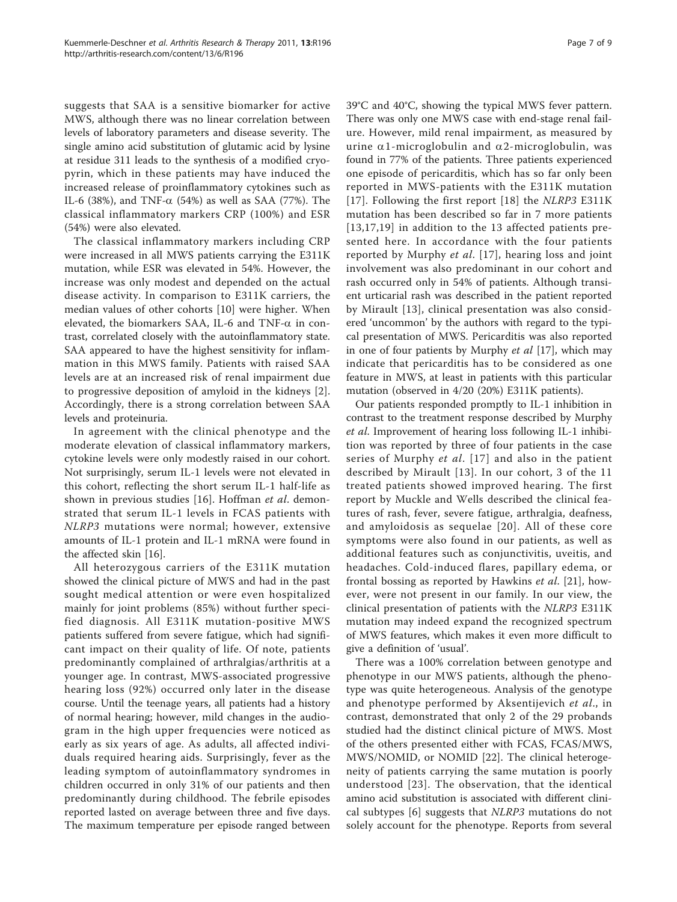suggests that SAA is a sensitive biomarker for active MWS, although there was no linear correlation between levels of laboratory parameters and disease severity. The single amino acid substitution of glutamic acid by lysine at residue 311 leads to the synthesis of a modified cryopyrin, which in these patients may have induced the increased release of proinflammatory cytokines such as IL-6 (38%), and TNF-$\alpha$ (54%) as well as SAA (77%). The classical inflammatory markers CRP (100%) and ESR (54%) were also elevated.

The classical inflammatory markers including CRP were increased in all MWS patients carrying the E311K mutation, while ESR was elevated in 54%. However, the increase was only modest and depended on the actual disease activity. In comparison to E311K carriers, the median values of other cohorts [10] were higher. When elevated, the biomarkers SAA, IL-6 and TNF-$\alpha$ in contrast, correlated closely with the autoinflammatory state. SAA appeared to have the highest sensitivity for inflammation in this MWS family. Patients with raised SAA levels are at an increased risk of renal impairment due to progressive deposition of amyloid in the kidneys [2]. Accordingly, there is a strong correlation between SAA levels and proteinuria.

In agreement with the clinical phenotype and the moderate elevation of classical inflammatory markers, cytokine levels were only modestly raised in our cohort. Not surprisingly, serum IL-1 levels were not elevated in this cohort, reflecting the short serum IL-1 half-life as shown in previous studies [16]. Hoffman *et al*. demonstrated that serum IL-1 levels in FCAS patients with *NLRP3* mutations were normal; however, extensive amounts of IL-1 protein and IL-1 mRNA were found in the affected skin [16].

All heterozygous carriers of the E311K mutation showed the clinical picture of MWS and had in the past sought medical attention or were even hospitalized mainly for joint problems (85%) without further specified diagnosis. All E311K mutation-positive MWS patients suffered from severe fatigue, which had significant impact on their quality of life. Of note, patients predominantly complained of arthralgias/arthritis at a younger age. In contrast, MWS-associated progressive hearing loss (92%) occurred only later in the disease course. Until the teenage years, all patients had a history of normal hearing; however, mild changes in the audiogram in the high upper frequencies were noticed as early as six years of age. As adults, all affected individuals required hearing aids. Surprisingly, fever as the leading symptom of autoinflammatory syndromes in children occurred in only 31% of our patients and then predominantly during childhood. The febrile episodes reported lasted on average between three and five days. The maximum temperature per episode ranged between 39°C and 40°C, showing the typical MWS fever pattern. There was only one MWS case with end-stage renal failure. However, mild renal impairment, as measured by urine $\alpha$1-microglobulin and $\alpha$2-microglobulin, was found in 77% of the patients. Three patients experienced one episode of pericarditis, which has so far only been reported in MWS-patients with the E311K mutation [17]. Following the first report [18] the *NLRP3* E311K mutation has been described so far in 7 more patients [13,17,19] in addition to the 13 affected patients presented here. In accordance with the four patients reported by Murphy *et al*. [17], hearing loss and joint involvement was also predominant in our cohort and rash occurred only in 54% of patients. Although transient urticarial rash was described in the patient reported by Mirault [13], clinical presentation was also considered 'uncommon' by the authors with regard to the typical presentation of MWS. Pericarditis was also reported in one of four patients by Murphy *et al* [17], which may indicate that pericarditis has to be considered as one feature in MWS, at least in patients with this particular mutation (observed in 4/20 (20%) E311K patients).

Our patients responded promptly to IL-1 inhibition in contrast to the treatment response described by Murphy *et al.* Improvement of hearing loss following IL-1 inhibition was reported by three of four patients in the case series of Murphy *et al*. [17] and also in the patient described by Mirault [13]. In our cohort, 3 of the 11 treated patients showed improved hearing. The first report by Muckle and Wells described the clinical features of rash, fever, severe fatigue, arthralgia, deafness, and amyloidosis as sequelae [20]. All of these core symptoms were also found in our patients, as well as additional features such as conjunctivitis, uveitis, and headaches. Cold-induced flares, papillary edema, or frontal bossing as reported by Hawkins *et al*. [21], however, were not present in our family. In our view, the clinical presentation of patients with the *NLRP3* E311K mutation may indeed expand the recognized spectrum of MWS features, which makes it even more difficult to give a definition of 'usual'.

There was a 100% correlation between genotype and phenotype in our MWS patients, although the phenotype was quite heterogeneous. Analysis of the genotype and phenotype performed by Aksentijevich *et al*., in contrast, demonstrated that only 2 of the 29 probands studied had the distinct clinical picture of MWS. Most of the others presented either with FCAS, FCAS/MWS, MWS/NOMID, or NOMID [22]. The clinical heterogeneity of patients carrying the same mutation is poorly understood [23]. The observation, that the identical amino acid substitution is associated with different clinical subtypes [6] suggests that *NLRP3* mutations do not solely account for the phenotype. Reports from several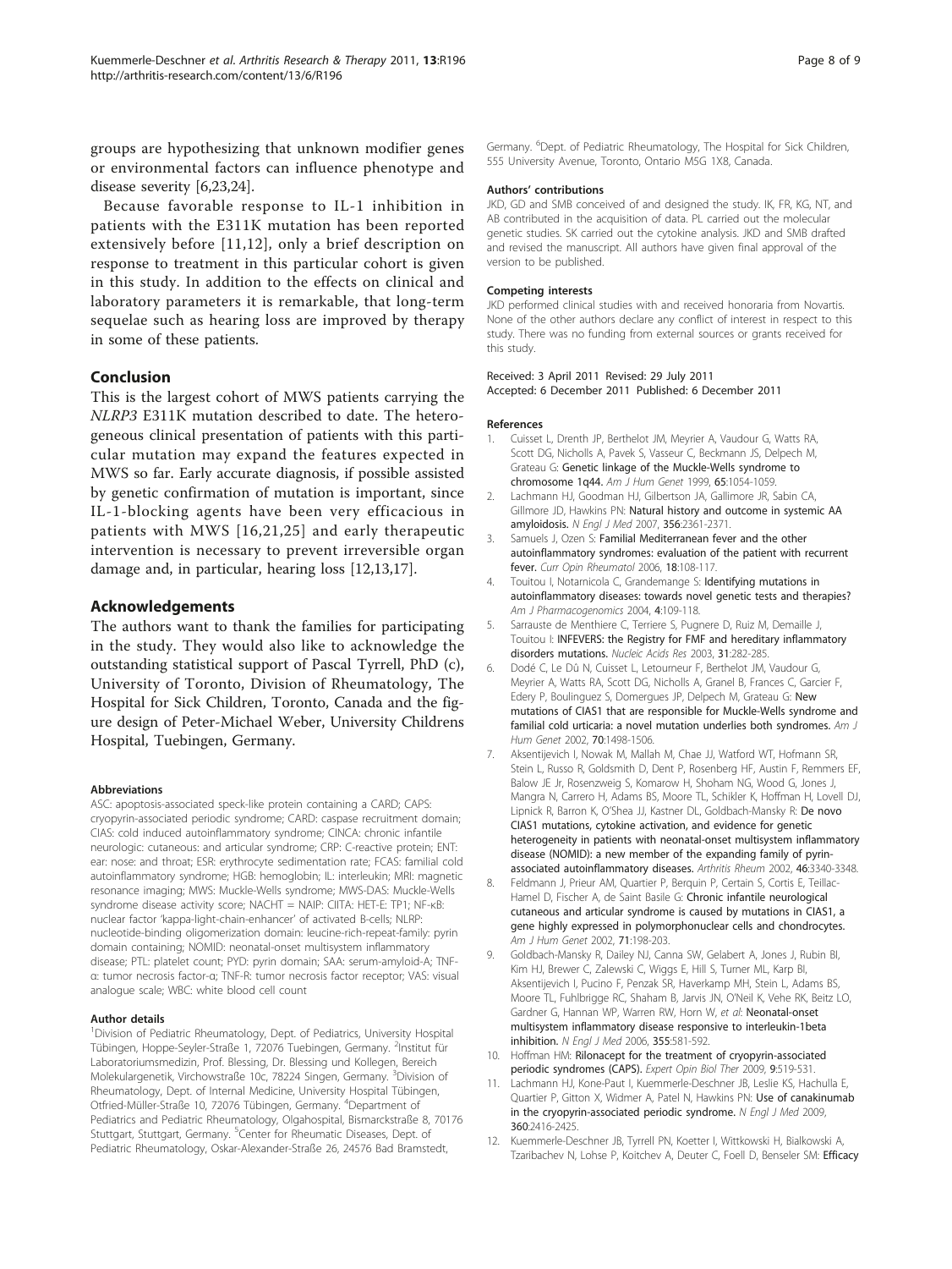groups are hypothesizing that unknown modifier genes or environmental factors can influence phenotype and disease severity [6,23,24].

Because favorable response to IL-1 inhibition in patients with the E311K mutation has been reported extensively before [11,12], only a brief description on response to treatment in this particular cohort is given in this study. In addition to the effects on clinical and laboratory parameters it is remarkable, that long-term sequelae such as hearing loss are improved by therapy in some of these patients.

## Conclusion

This is the largest cohort of MWS patients carrying the *NLRP3* E311K mutation described to date. The heterogeneous clinical presentation of patients with this particular mutation may expand the features expected in MWS so far. Early accurate diagnosis, if possible assisted by genetic confirmation of mutation is important, since IL-1-blocking agents have been very efficacious in patients with MWS [16,21,25] and early therapeutic intervention is necessary to prevent irreversible organ damage and, in particular, hearing loss [12,13,17].

## Acknowledgements

The authors want to thank the families for participating in the study. They would also like to acknowledge the outstanding statistical support of Pascal Tyrrell, PhD (c), University of Toronto, Division of Rheumatology, The Hospital for Sick Children, Toronto, Canada and the figure design of Peter-Michael Weber, University Childrens Hospital, Tuebingen, Germany.

#### Abbreviations

ASC: apoptosis-associated speck-like protein containing a CARD; CAPS: cryopyrin-associated periodic syndrome; CARD: caspase recruitment domain; CIAS: cold induced autoinflammatory syndrome; CINCA: chronic infantile neurologic: cutaneous: and articular syndrome; CRP: C-reactive protein; ENT: ear: nose: and throat; ESR: erythrocyte sedimentation rate; FCAS: familial cold autoinflammatory syndrome; HGB: hemoglobin; IL: interleukin; MRI: magnetic resonance imaging; MWS: Muckle-Wells syndrome; MWS-DAS: Muckle-Wells syndrome disease activity score; NACHT = NAIP: CIITA: HET-E: TP1; NF-κB: nuclear factor 'kappa-light-chain-enhancer' of activated B-cells; NLRP: nucleotide-binding oligomerization domain: leucine-rich-repeat-family: pyrin domain containing; NOMID: neonatal-onset multisystem inflammatory disease; PTL: platelet count; PYD: pyrin domain; SAA: serum-amyloid-A; TNF-α: tumor necrosis factor-α; TNF-R: tumor necrosis factor receptor; VAS: visual analogue scale; WBC: white blood cell count

#### Author details

[1]Division of Pediatric Rheumatology, Dept. of Pediatrics, University Hospital Tübingen, Hoppe-Seyler-Straße 1, 72076 Tuebingen, Germany. [2]Institut für Laboratoriumsmedizin, Prof. Blessing, Dr. Blessing und Kollegen, Bereich Molekulargenetik, Virchowstraße 10c, 78224 Singen, Germany. [3]Division of Rheumatology, Dept. of Internal Medicine, University Hospital Tübingen, Otfried-Müller-Straße 10, 72076 Tübingen, Germany. [4]Department of Pediatrics and Pediatric Rheumatology, Olgahospital, Bismarckstraße 8, 70176 Stuttgart, Stuttgart, Germany. [5]Center for Rheumatic Diseases, Dept. of Pediatric Rheumatology, Oskar-Alexander-Straße 26, 24576 Bad Bramstedt, Germany. [6]Dept. of Pediatric Rheumatology, The Hospital for Sick Children, 555 University Avenue, Toronto, Ontario M5G 1X8, Canada.

#### Authors' contributions

JKD, GD and SMB conceived of and designed the study. IK, FR, KG, NT, and AB contributed in the acquisition of data. PL carried out the molecular genetic studies. SK carried out the cytokine analysis. JKD and SMB drafted and revised the manuscript. All authors have given final approval of the version to be published.

#### Competing interests

JKD performed clinical studies with and received honoraria from Novartis. None of the other authors declare any conflict of interest in respect to this study. There was no funding from external sources or grants received for this study.

Received: 3 April 2011 Revised: 29 July 2011
Accepted: 6 December 2011 Published: 6 December 2011

#### References

1. Cuisset L, Drenth JP, Berthelot JM, Meyrier A, Vaudour G, Watts RA, Scott DG, Nicholls A, Pavek S, Vasseur C, Beckmann JS, Delpech M, Grateau G: **Genetic linkage of the Muckle-Wells syndrome to chromosome 1q44.** *Am J Hum Genet* 1999, **65**:1054-1059.
2. Lachmann HJ, Goodman HJ, Gilbertson JA, Gallimore JR, Sabin CA, Gillmore JD, Hawkins PN: **Natural history and outcome in systemic AA amyloidosis.** *N Engl J Med* 2007, **356**:2361-2371.
3. Samuels J, Ozen S: **Familial Mediterranean fever and the other autoinflammatory syndromes: evaluation of the patient with recurrent fever.** *Curr Opin Rheumatol* 2006, **18**:108-117.
4. Touitou I, Notarnicola C, Grandemange S: **Identifying mutations in autoinflammatory diseases: towards novel genetic tests and therapies?** *Am J Pharmacogenomics* 2004, **4**:109-118.
5. Sarrauste de Menthiere C, Terriere S, Pugnere D, Ruiz M, Demaille J, Touitou I: **INFEVERS: the Registry for FMF and hereditary inflammatory disorders mutations.** *Nucleic Acids Res* 2003, **31**:282-285.
6. Dodé C, Le Dû N, Cuisset L, Letourneur F, Berthelot JM, Vaudour G, Meyrier A, Watts RA, Scott DG, Nicholls A, Granel B, Frances C, Garcier F, Edery P, Boulinguez S, Domergues JP, Delpech M, Grateau G: **New mutations of CIAS1 that are responsible for Muckle-Wells syndrome and familial cold urticaria: a novel mutation underlies both syndromes.** *Am J Hum Genet* 2002, **70**:1498-1506.
7. Aksentijevich I, Nowak M, Mallah M, Chae JJ, Watford WT, Hofmann SR, Stein L, Russo R, Goldsmith D, Dent P, Rosenberg HF, Austin F, Remmers EF, Balow JE Jr, Rosenzweig S, Komarow H, Shoham NG, Wood G, Jones J, Mangra N, Carrero H, Adams BS, Moore TL, Schikler K, Hoffman H, Lovell DJ, Lipnick R, Barron K, O'Shea JJ, Kastner DL, Goldbach-Mansky R: **De novo CIAS1 mutations, cytokine activation, and evidence for genetic heterogeneity in patients with neonatal-onset multisystem inflammatory disease (NOMID): a new member of the expanding family of pyrin-associated autoinflammatory diseases.** *Arthritis Rheum* 2002, **46**:3340-3348.
8. Feldmann J, Prieur AM, Quartier P, Berquin P, Certain S, Cortis E, Teillac-Hamel D, Fischer A, de Saint Basile G: **Chronic infantile neurological cutaneous and articular syndrome is caused by mutations in CIAS1, a gene highly expressed in polymorphonuclear cells and chondrocytes.** *Am J Hum Genet* 2002, **71**:198-203.
9. Goldbach-Mansky R, Dailey NJ, Canna SW, Gelabert A, Jones J, Rubin BI, Kim HJ, Brewer C, Zalewski C, Wiggs E, Hill S, Turner ML, Karp BI, Aksentijevich I, Pucino F, Penzak SR, Haverkamp MH, Stein L, Adams BS, Moore TL, Fuhlbrigge RC, Shaham B, Jarvis JN, O'Neil K, Vehe RK, Beitz LO, Gardner G, Hannan WP, Warren RW, Horn W, *et al*: **Neonatal-onset multisystem inflammatory disease responsive to interleukin-1beta inhibition.** *N Engl J Med* 2006, **355**:581-592.
10. Hoffman HM: **Rilonacept for the treatment of cryopyrin-associated periodic syndromes (CAPS).** *Expert Opin Biol Ther* 2009, **9**:519-531.
11. Lachmann HJ, Kone-Paut I, Kuemmerle-Deschner JB, Leslie KS, Hachulla E, Quartier P, Gitton X, Widmer A, Patel N, Hawkins PN: **Use of canakinumab in the cryopyrin-associated periodic syndrome.** *N Engl J Med* 2009, **360**:2416-2425.
12. Kuemmerle-Deschner JB, Tyrrell PN, Koetter I, Wittkowski H, Bialkowski A, Tzaribachev N, Lohse P, Koitchev A, Deuter C, Foell D, Benseler SM: **Efficacy**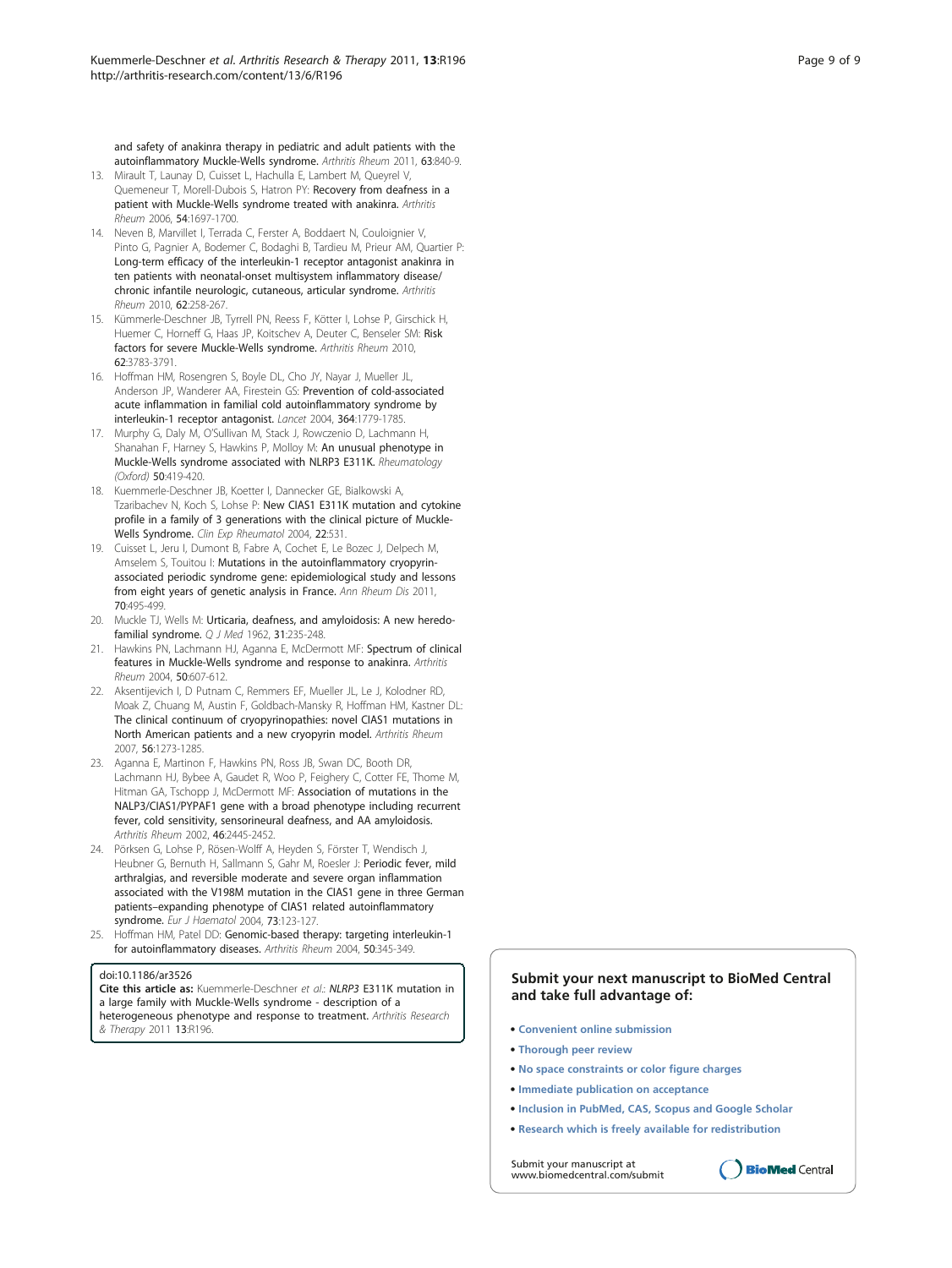and safety of anakinra therapy in pediatric and adult patients with the autoinflammatory Muckle-Wells syndrome. *Arthritis Rheum* 2011, **63**:840-9.

13. Mirault T, Launay D, Cuisset L, Hachulla E, Lambert M, Queyrel V, Quemeneur T, Morell-Dubois S, Hatron PY: **Recovery from deafness in a patient with Muckle-Wells syndrome treated with anakinra.** *Arthritis Rheum* 2006, **54**:1697-1700.
14. Neven B, Marvillet I, Terrada C, Ferster A, Boddaert N, Couloignier V, Pinto G, Pagnier A, Bodemer C, Bodaghi B, Tardieu M, Prieur AM, Quartier P: **Long-term efficacy of the interleukin-1 receptor antagonist anakinra in ten patients with neonatal-onset multisystem inflammatory disease/ chronic infantile neurologic, cutaneous, articular syndrome.** *Arthritis Rheum* 2010, **62**:258-267.
15. Kümmerle-Deschner JB, Tyrrell PN, Reess F, Kötter I, Lohse P, Girschick H, Huemer C, Horneff G, Haas JP, Koitschev A, Deuter C, Benseler SM: **Risk factors for severe Muckle-Wells syndrome.** *Arthritis Rheum* 2010, **62**:3783-3791.
16. Hoffman HM, Rosengren S, Boyle DL, Cho JY, Nayar J, Mueller JL, Anderson JP, Wanderer AA, Firestein GS: **Prevention of cold-associated acute inflammation in familial cold autoinflammatory syndrome by interleukin-1 receptor antagonist.** *Lancet* 2004, **364**:1779-1785.
17. Murphy G, Daly M, O'Sullivan M, Stack J, Rowczenio D, Lachmann H, Shanahan F, Harney S, Hawkins P, Molloy M: **An unusual phenotype in Muckle-Wells syndrome associated with NLRP3 E311K.** *Rheumatology (Oxford)* **50**:419-420.
18. Kuemmerle-Deschner JB, Koetter I, Dannecker GE, Bialkowski A, Tzaribachev N, Koch S, Lohse P: **New CIAS1 E311K mutation and cytokine profile in a family of 3 generations with the clinical picture of Muckle-Wells Syndrome.** *Clin Exp Rheumatol* 2004, **22**:531.
19. Cuisset L, Jeru I, Dumont B, Fabre A, Cochet E, Le Bozec J, Delpech M, Amselem S, Touitou I: **Mutations in the autoinflammatory cryopyrin-associated periodic syndrome gene: epidemiological study and lessons from eight years of genetic analysis in France.** *Ann Rheum Dis* 2011, **70**:495-499.
20. Muckle TJ, Wells M: **Urticaria, deafness, and amyloidosis: A new heredo-familial syndrome.** *Q J Med* 1962, **31**:235-248.
21. Hawkins PN, Lachmann HJ, Aganna E, McDermott MF: **Spectrum of clinical features in Muckle-Wells syndrome and response to anakinra.** *Arthritis Rheum* 2004, **50**:607-612.
22. Aksentijevich I, D Putnam C, Remmers EF, Mueller JL, Le J, Kolodner RD, Moak Z, Chuang M, Austin F, Goldbach-Mansky R, Hoffman HM, Kastner DL: **The clinical continuum of cryopyrinopathies: novel CIAS1 mutations in North American patients and a new cryopyrin model.** *Arthritis Rheum* 2007, **56**:1273-1285.
23. Aganna E, Martinon F, Hawkins PN, Ross JB, Swan DC, Booth DR, Lachmann HJ, Bybee A, Gaudet R, Woo P, Feighery C, Cotter FE, Thome M, Hitman GA, Tschopp J, McDermott MF: **Association of mutations in the NALP3/CIAS1/PYPAF1 gene with a broad phenotype including recurrent fever, cold sensitivity, sensorineural deafness, and AA amyloidosis.** *Arthritis Rheum* 2002, **46**:2445-2452.
24. Pörksen G, Lohse P, Rösen-Wolff A, Heyden S, Förster T, Wendisch J, Heubner G, Bernuth H, Sallmann S, Gahr M, Roesler J: **Periodic fever, mild arthralgias, and reversible moderate and severe organ inflammation associated with the V198M mutation in the CIAS1 gene in three German patients–expanding phenotype of CIAS1 related autoinflammatory syndrome.** *Eur J Haematol* 2004, **73**:123-127.
25. Hoffman HM, Patel DD: **Genomic-based therapy: targeting interleukin-1 for autoinflammatory diseases.** *Arthritis Rheum* 2004, **50**:345-349.

doi:10.1186/ar3526
**Cite this article as:** Kuemmerle-Deschner *et al.*: *NLRP3* E311K mutation in a large family with Muckle-Wells syndrome - description of a heterogeneous phenotype and response to treatment. *Arthritis Research & Therapy* 2011 **13**:R196.

**Submit your next manuscript to BioMed Central and take full advantage of:**

- **Convenient online submission**
- **Thorough peer review**
- **No space constraints or color figure charges**
- **Immediate publication on acceptance**
- **Inclusion in PubMed, CAS, Scopus and Google Scholar**
- **Research which is freely available for redistribution**

Submit your manuscript at
www.biomedcentral.com/submit

BioMed Central